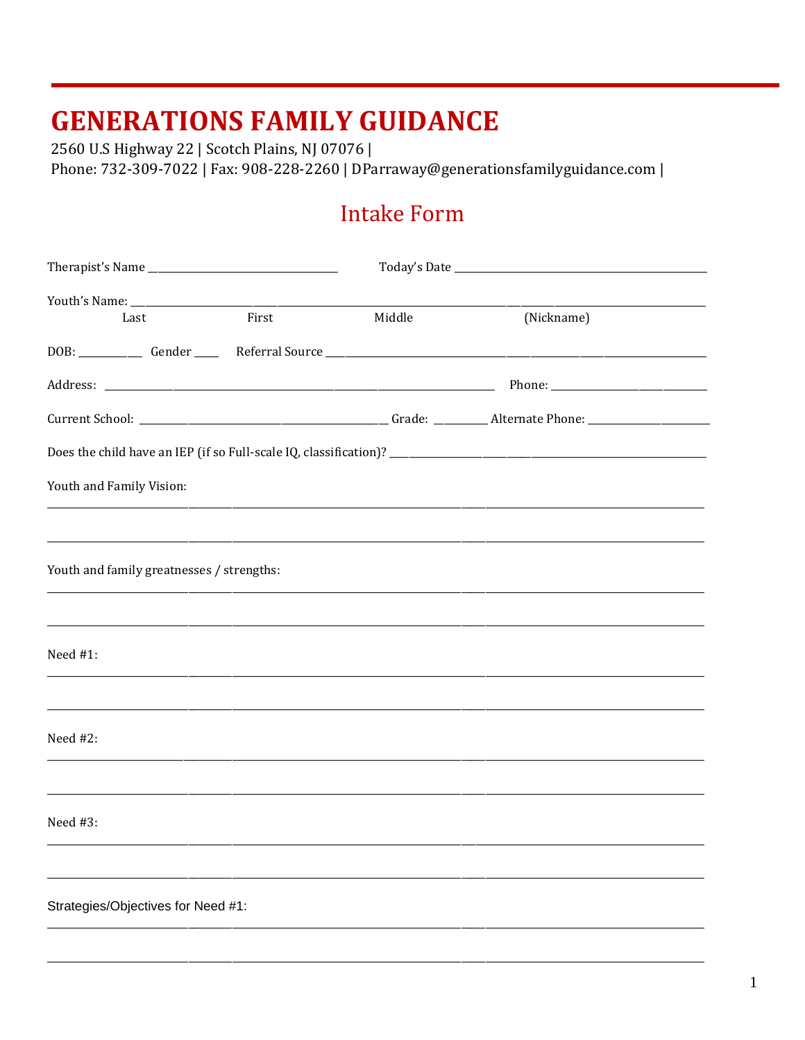# GENERATIONS FAMILY GUIDANCE

2560 U.S Highway 22 | Scotch Plains, NJ 07076 |
Phone: 732-309-7022 | Fax: 908-228-2260 | DParraway@generationsfamilyguidance.com |

## Intake Form

Therapist's Name ______________________ Today's Date ______________________

Youth's Name: ______________________________________________
Last First Middle (Nickname)

DOB: __________ Gender ____ Referral Source ______________________

Address: ______________________________ Phone: ______________________

Current School: ______________________ Grade: ________ Alternate Phone: ______________________

Does the child have an IEP (if so Full-scale IQ, classification)? ______________________

Youth and Family Vision:

______________________________________________

______________________________________________

Youth and family greatnesses / strengths:

______________________________________________

______________________________________________

Need #1:

______________________________________________

______________________________________________

Need #2:

______________________________________________

______________________________________________

Need #3:

______________________________________________

______________________________________________

Strategies/Objectives for Need #1:

______________________________________________

______________________________________________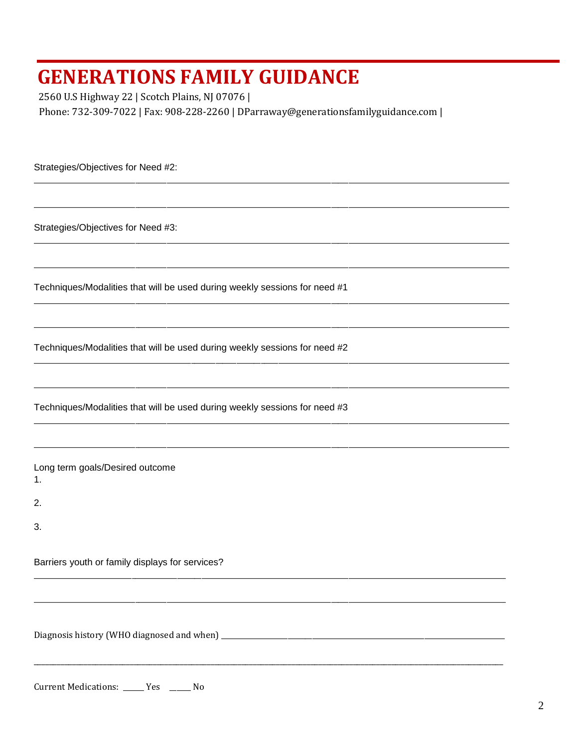# GENERATIONS FAMILY GUIDANCE

2560 U.S Highway 22 | Scotch Plains, NJ 07076 |
Phone: 732-309-7022 | Fax: 908-228-2260 | DParraway@generationsfamilyguidance.com |

Strategies/Objectives for Need #2:

_______________________________________________________________________________________

_______________________________________________________________________________________

Strategies/Objectives for Need #3:

_______________________________________________________________________________________

_______________________________________________________________________________________

Techniques/Modalities that will be used during weekly sessions for need #1

_______________________________________________________________________________________

_______________________________________________________________________________________

Techniques/Modalities that will be used during weekly sessions for need #2

_______________________________________________________________________________________

_______________________________________________________________________________________

Techniques/Modalities that will be used during weekly sessions for need #3

_______________________________________________________________________________________

_______________________________________________________________________________________

Long term goals/Desired outcome

1.

2.

3.

Barriers youth or family displays for services?

_______________________________________________________________________________________

_______________________________________________________________________________________

Diagnosis history (WHO diagnosed and when) ____________________________________________________

_______________________________________________________________________________________

Current Medications: _____ Yes _____ No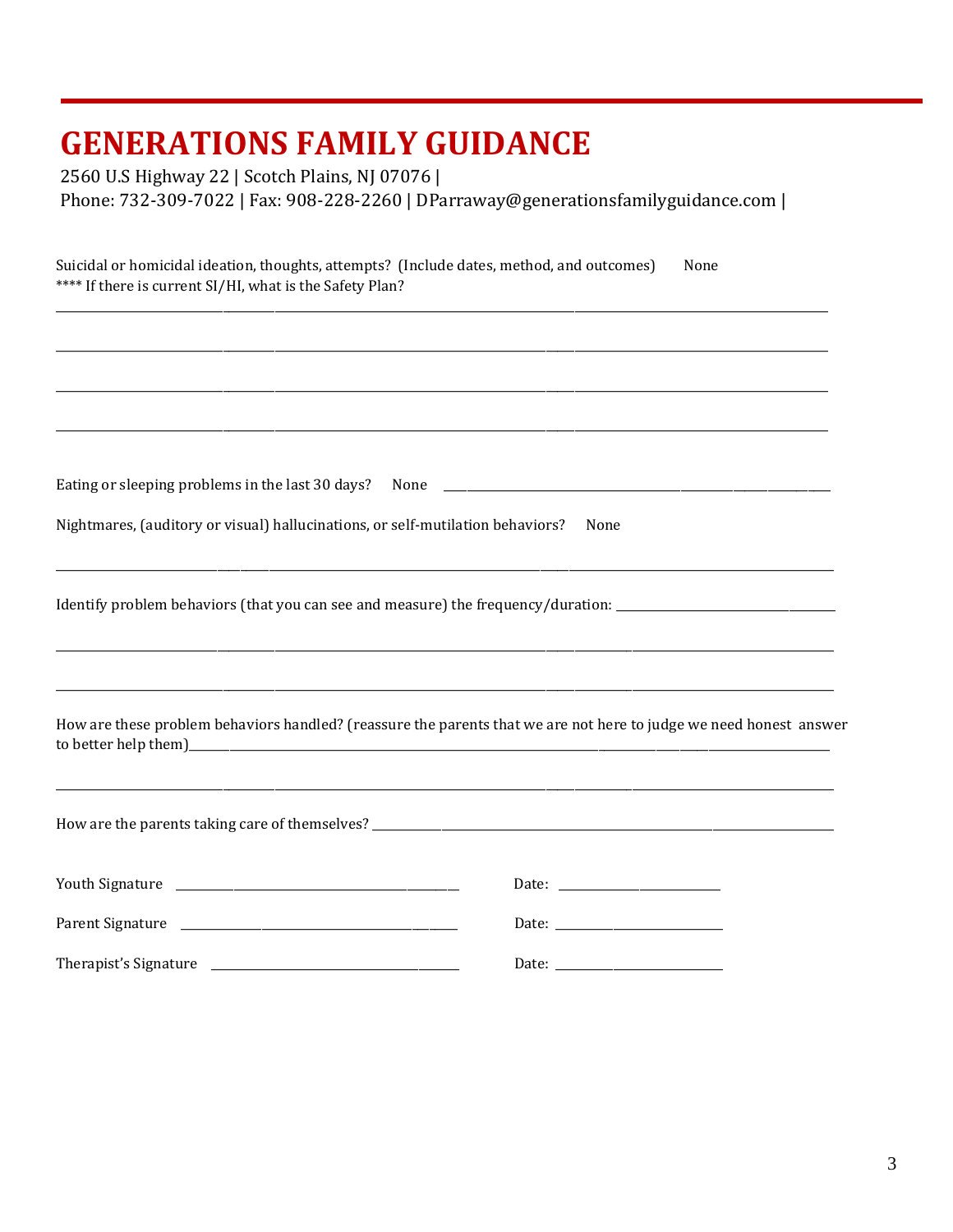# GENERATIONS FAMILY GUIDANCE

2560 U.S Highway 22 | Scotch Plains, NJ 07076 |
Phone: 732-309-7022 | Fax: 908-228-2260 | DParraway@generationsfamilyguidance.com |

Suicidal or homicidal ideation, thoughts, attempts? (Include dates, method, and outcomes) None
**** If there is current SI/HI, what is the Safety Plan?

_______________________________________________________________________________________

_______________________________________________________________________________________

_______________________________________________________________________________________

_______________________________________________________________________________________

Eating or sleeping problems in the last 30 days? None _______________________________________________

Nightmares, (auditory or visual) hallucinations, or self-mutilation behaviors? None

_______________________________________________________________________________________

Identify problem behaviors (that you can see and measure) the frequency/duration: ______________________

_______________________________________________________________________________________

_______________________________________________________________________________________

How are these problem behaviors handled? (reassure the parents that we are not here to judge we need honest answer to better help them)_____________________________________________________________________

_______________________________________________________________________________________

How are the parents taking care of themselves? ____________________________________________________

Youth Signature ______________________________ Date: ____________________

Parent Signature ______________________________ Date: ____________________

Therapist's Signature ___________________________ Date: ____________________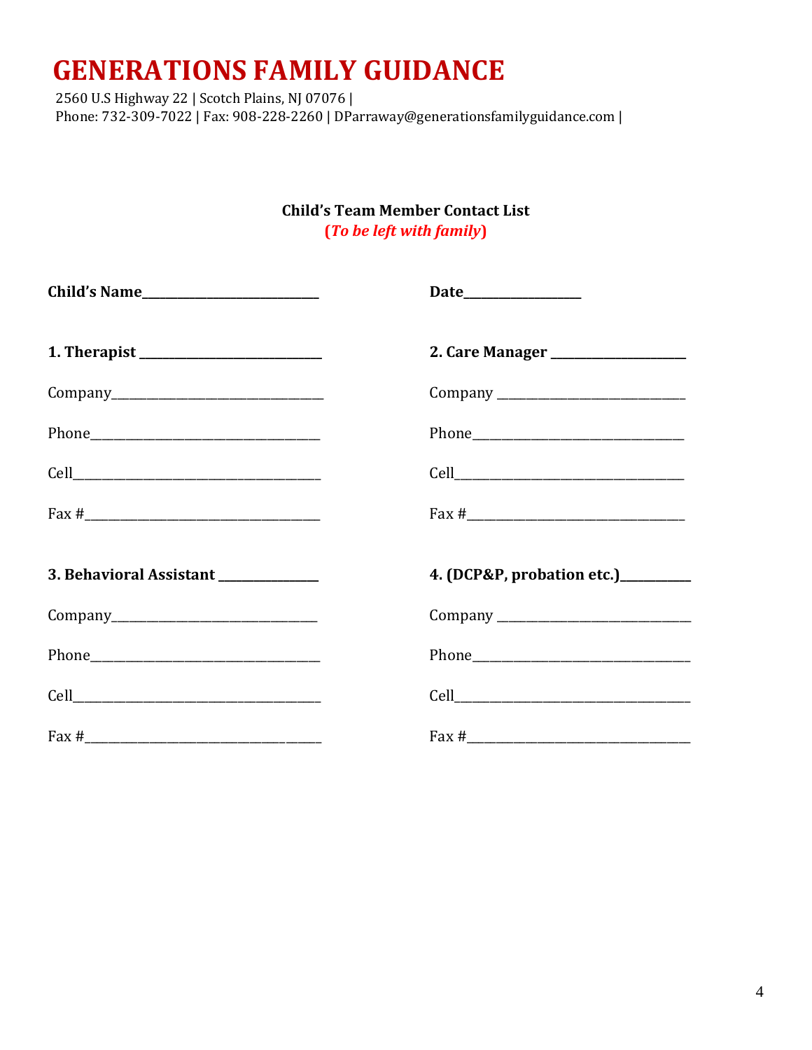# GENERATIONS FAMILY GUIDANCE

2560 U.S Highway 22 | Scotch Plains, NJ 07076 |
Phone: 732-309-7022 | Fax: 908-228-2260 | DParraway@generationsfamilyguidance.com |

**Child's Team Member Contact List**
**(*To be left with family*)**

**Child's Name**____________________________ **Date**__________________

**1. Therapist** ____________________________

Company________________________________

Phone__________________________________

Cell____________________________________

Fax #__________________________________

**2. Care Manager** ____________________

Company ____________________________

Phone_______________________________

Cell_________________________________

Fax #_______________________________

**3. Behavioral Assistant** _______________

Company_______________________________

Phone__________________________________

Cell____________________________________

Fax #__________________________________

**4. (DCP&P, probation etc.)**__________

Company _____________________________

Phone________________________________

Cell__________________________________

Fax #________________________________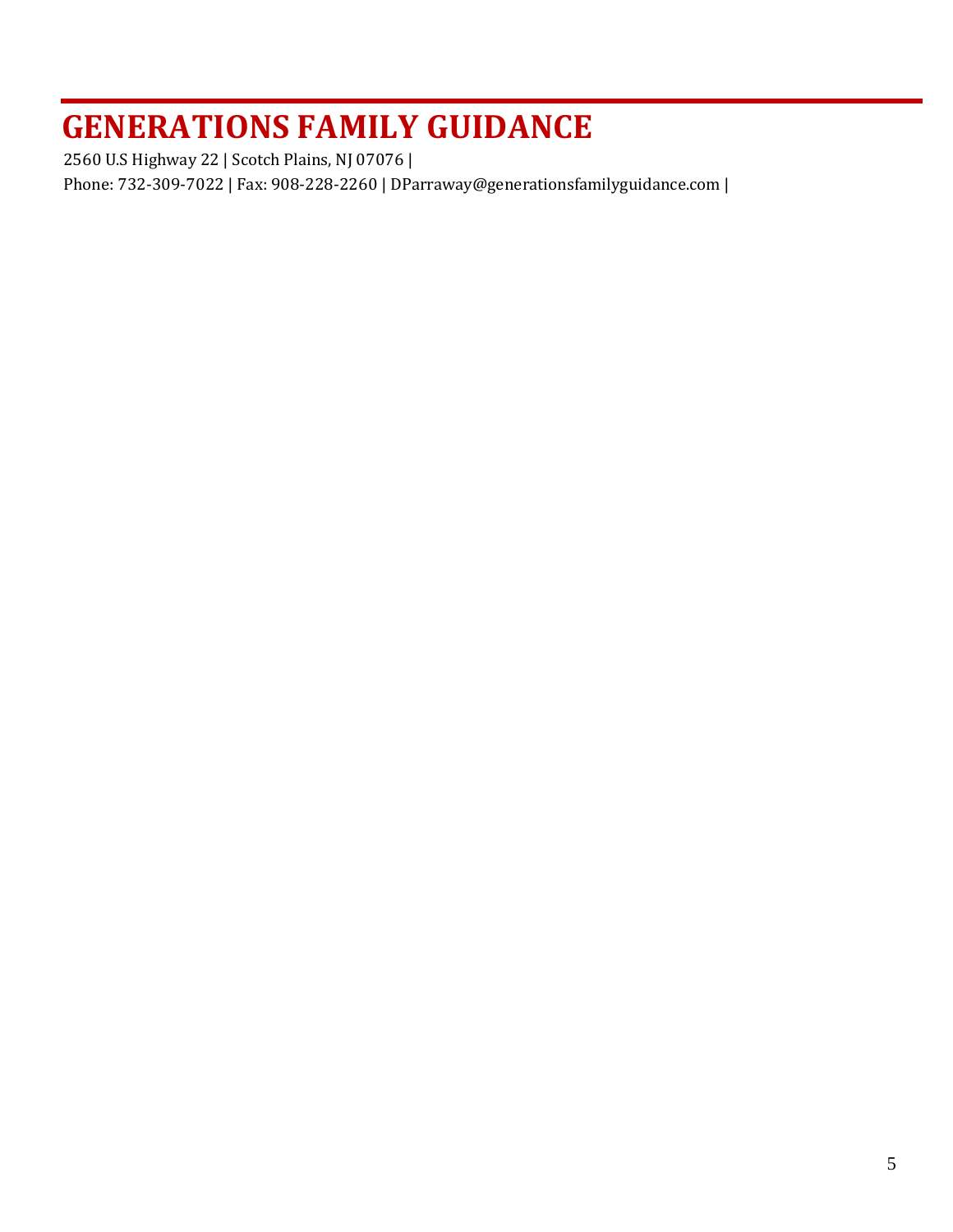# GENERATIONS FAMILY GUIDANCE

2560 U.S Highway 22 | Scotch Plains, NJ 07076 |

Phone: 732-309-7022 | Fax: 908-228-2260 | DParraway@generationsfamilyguidance.com |